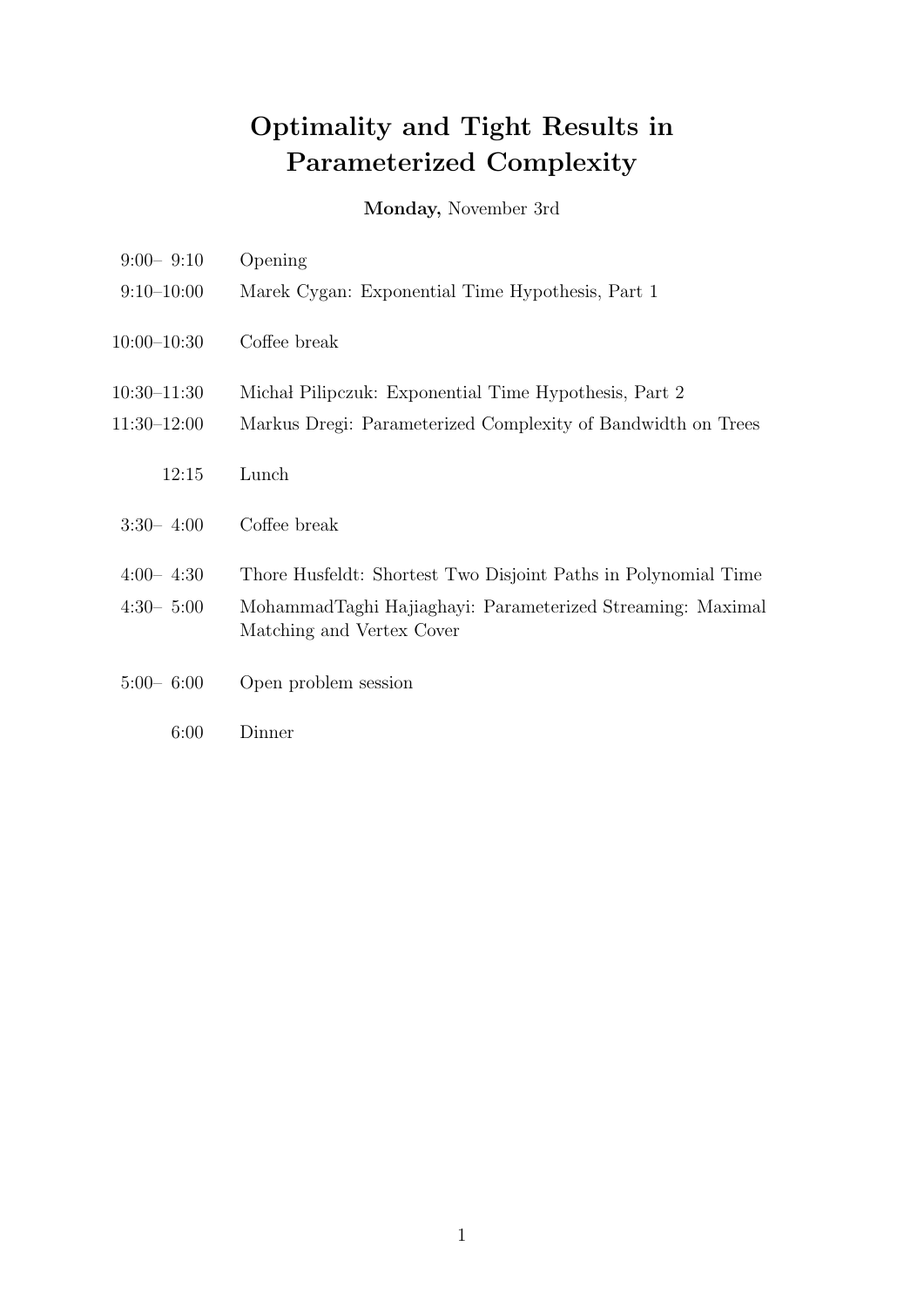# Optimality and Tight Results in Parameterized Complexity

**Monday,** November 3rd

| | |
|---|---|
| 9:00– 9:10 | Opening |
| 9:10–10:00 | Marek Cygan: Exponential Time Hypothesis, Part 1 |
| 10:00–10:30 | Coffee break |
| 10:30–11:30 | Michał Pilipczuk: Exponential Time Hypothesis, Part 2 |
| 11:30–12:00 | Markus Dregi: Parameterized Complexity of Bandwidth on Trees |
| 12:15 | Lunch |
| 3:30– 4:00 | Coffee break |
| 4:00– 4:30 | Thore Husfeldt: Shortest Two Disjoint Paths in Polynomial Time |
| 4:30– 5:00 | MohammadTaghi Hajiaghayi: Parameterized Streaming: Maximal Matching and Vertex Cover |
| 5:00– 6:00 | Open problem session |
| 6:00 | Dinner |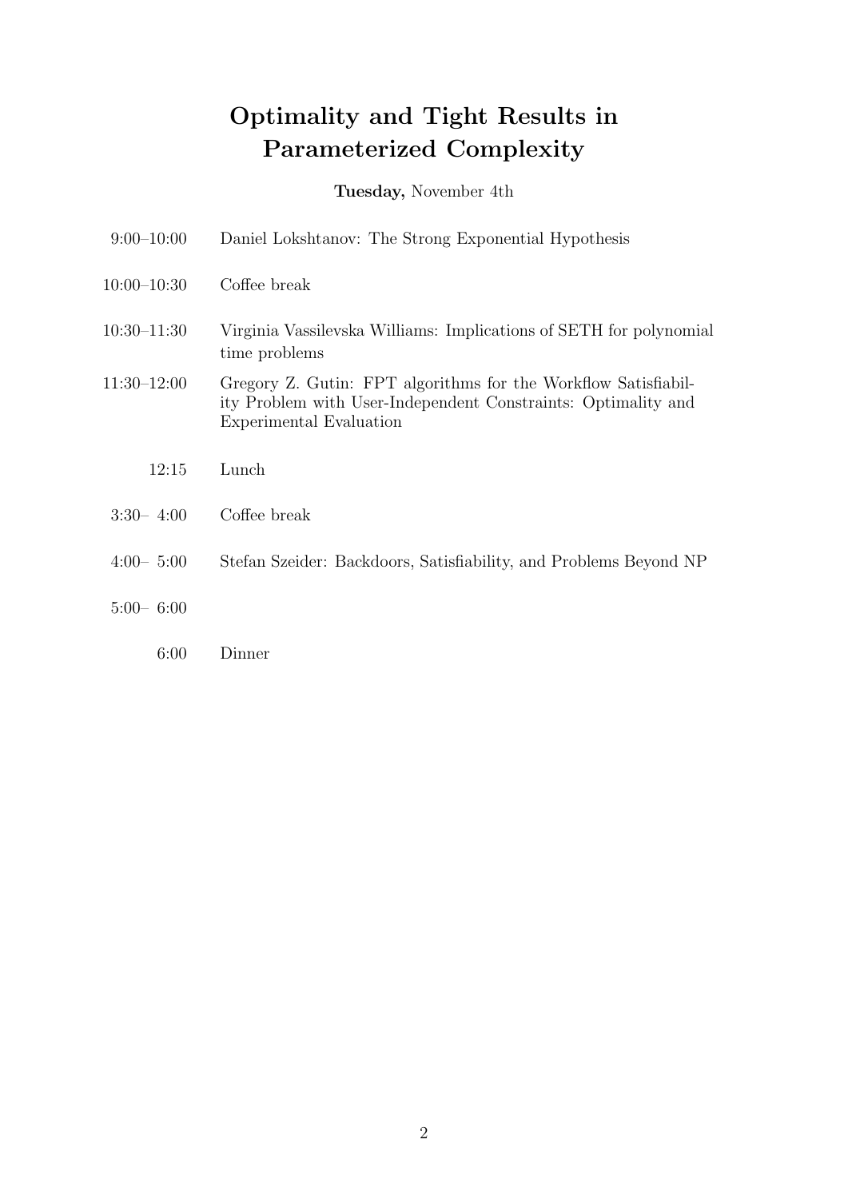# Optimality and Tight Results in Parameterized Complexity

**Tuesday,** November 4th

| | |
|---|---|
| 9:00–10:00 | Daniel Lokshtanov: The Strong Exponential Hypothesis |
| 10:00–10:30 | Coffee break |
| 10:30–11:30 | Virginia Vassilevska Williams: Implications of SETH for polynomial time problems |
| 11:30–12:00 | Gregory Z. Gutin: FPT algorithms for the Workflow Satisfiability Problem with User-Independent Constraints: Optimality and Experimental Evaluation |
| 12:15 | Lunch |
| 3:30– 4:00 | Coffee break |
| 4:00– 5:00 | Stefan Szeider: Backdoors, Satisfiability, and Problems Beyond NP |
| 5:00– 6:00 | |
| 6:00 | Dinner |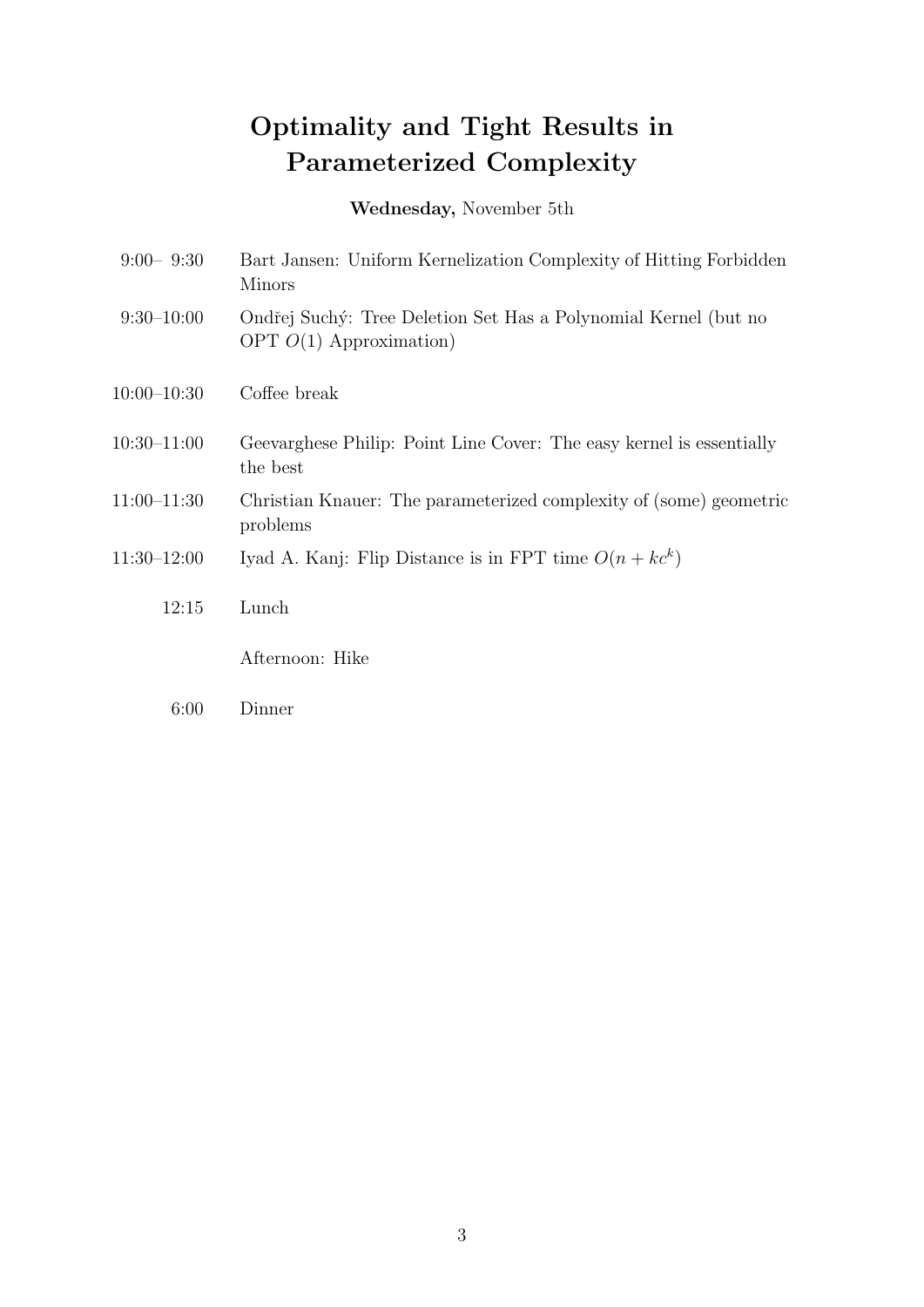# Optimality and Tight Results in Parameterized Complexity

**Wednesday,** November 5th

| | |
|---|---|
| 9:00– 9:30 | Bart Jansen: Uniform Kernelization Complexity of Hitting Forbidden Minors |
| 9:30–10:00 | Ondřej Suchý: Tree Deletion Set Has a Polynomial Kernel (but no OPT $O(1)$ Approximation) |
| 10:00–10:30 | Coffee break |
| 10:30–11:00 | Geevarghese Philip: Point Line Cover: The easy kernel is essentially the best |
| 11:00–11:30 | Christian Knauer: The parameterized complexity of (some) geometric problems |
| 11:30–12:00 | Iyad A. Kanj: Flip Distance is in FPT time $O(n + kc^k)$ |
| 12:15 | Lunch |
| | Afternoon: Hike |
| 6:00 | Dinner |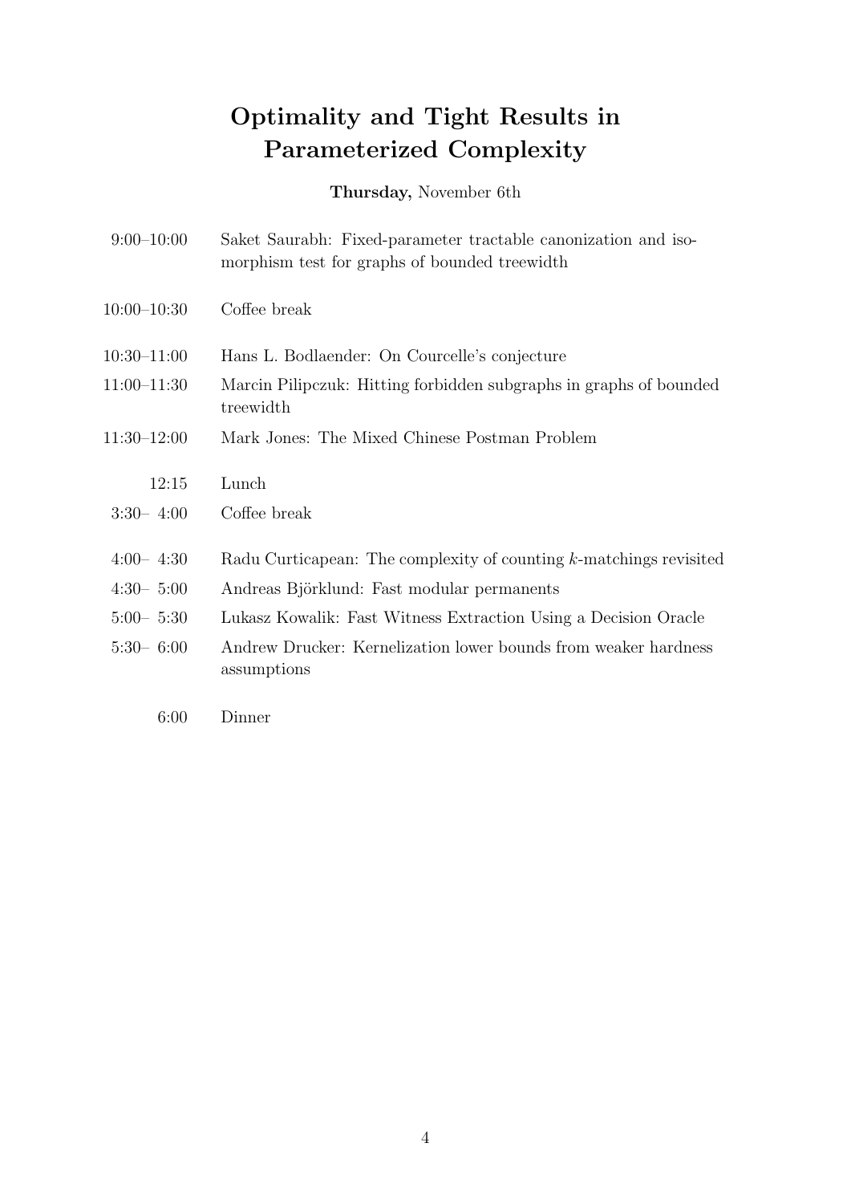# Optimality and Tight Results in Parameterized Complexity

**Thursday,** November 6th

| | |
|---|---|
| 9:00–10:00 | Saket Saurabh: Fixed-parameter tractable canonization and isomorphism test for graphs of bounded treewidth |
| 10:00–10:30 | Coffee break |
| 10:30–11:00 | Hans L. Bodlaender: On Courcelle's conjecture |
| 11:00–11:30 | Marcin Pilipczuk: Hitting forbidden subgraphs in graphs of bounded treewidth |
| 11:30–12:00 | Mark Jones: The Mixed Chinese Postman Problem |
| 12:15 | Lunch |
| 3:30– 4:00 | Coffee break |
| 4:00– 4:30 | Radu Curticapean: The complexity of counting $k$-matchings revisited |
| 4:30– 5:00 | Andreas Björklund: Fast modular permanents |
| 5:00– 5:30 | Lukasz Kowalik: Fast Witness Extraction Using a Decision Oracle |
| 5:30– 6:00 | Andrew Drucker: Kernelization lower bounds from weaker hardness assumptions |
| 6:00 | Dinner |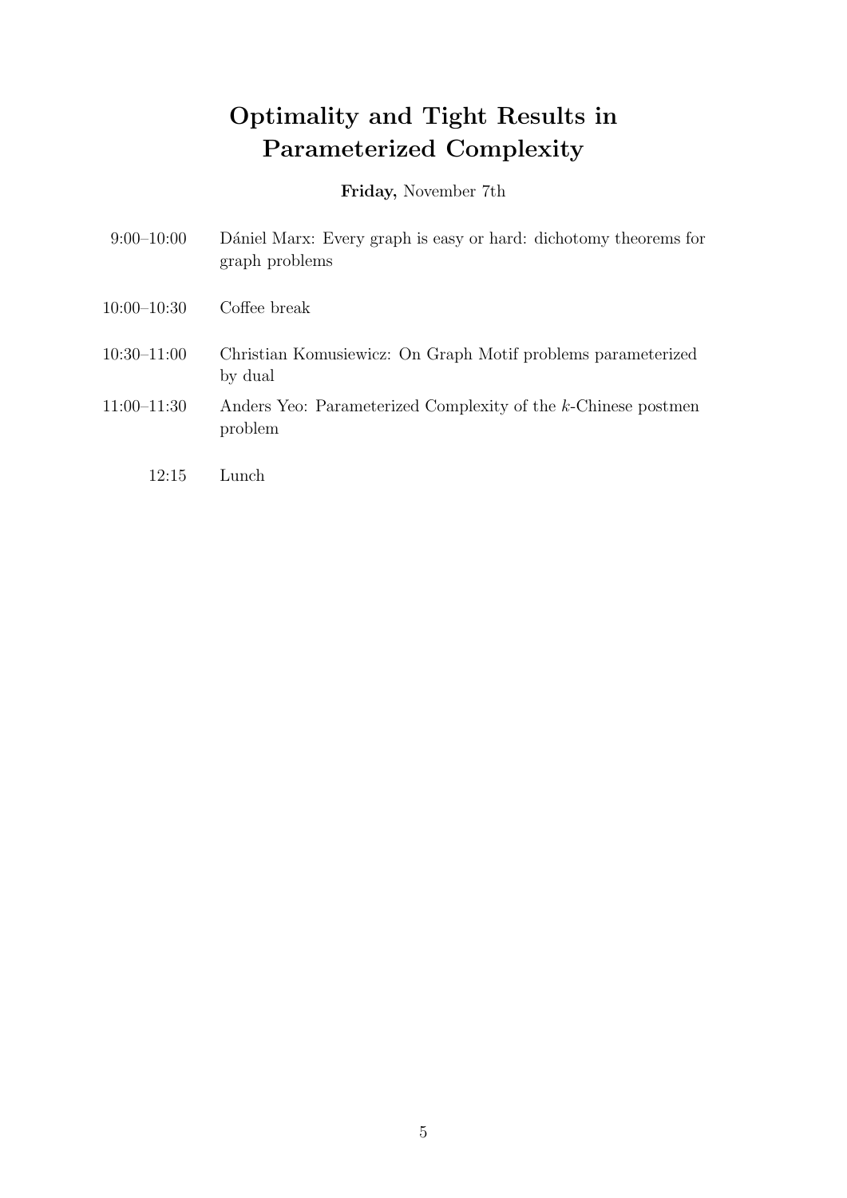# Optimality and Tight Results in Parameterized Complexity

**Friday,** November 7th

| | |
|---|---|
| 9:00–10:00 | Dániel Marx: Every graph is easy or hard: dichotomy theorems for graph problems |
| 10:00–10:30 | Coffee break |
| 10:30–11:00 | Christian Komusiewicz: On Graph Motif problems parameterized by dual |
| 11:00–11:30 | Anders Yeo: Parameterized Complexity of the $k$-Chinese postmen problem |
| 12:15 | Lunch |